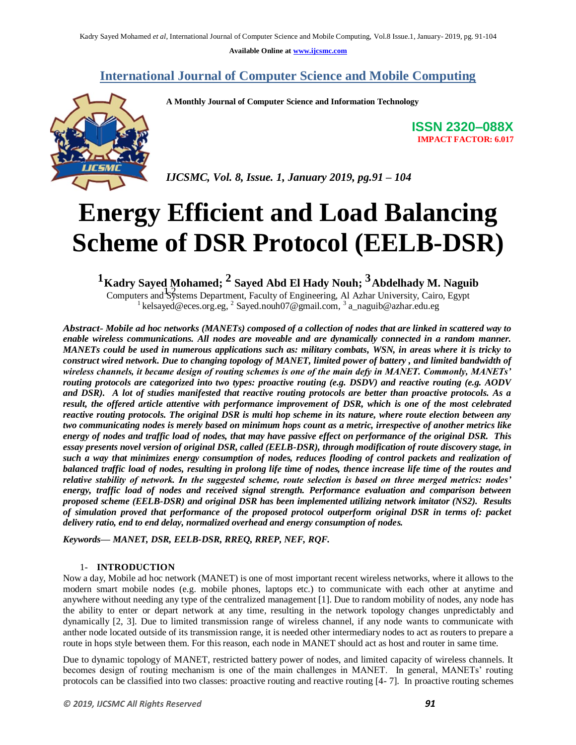# Energy Efficient and Load Balancing Scheme of DSR Protocol (EELB-DSR)

**[1]Kadry Sayed Mohamed; [2] Sayed Abd El Hady Nouh; [3]Abdelhady M. Naguib**

[1,2]Computers and Systems Department, Faculty of Engineering, Al Azhar University, Cairo, Egypt
[1] kelsayed@eces.org.eg, [2] Sayed.nouh07@gmail.com, [3] a_naguib@azhar.edu.eg

***Abstract- Mobile ad hoc networks (MANETs) composed of a collection of nodes that are linked in scattered way to enable wireless communications. All nodes are moveable and are dynamically connected in a random manner. MANETs could be used in numerous applications such as: military combats, WSN, in areas where it is tricky to construct wired network. Due to changing topology of MANET, limited power of battery , and limited bandwidth of wireless channels, it became design of routing schemes is one of the main defy in MANET. Commonly, MANETs' routing protocols are categorized into two types: proactive routing (e.g. DSDV) and reactive routing (e.g. AODV and DSR). A lot of studies manifested that reactive routing protocols are better than proactive protocols. As a result, the offered article attentive with performance improvement of DSR, which is one of the most celebrated reactive routing protocols. The original DSR is multi hop scheme in its nature, where route election between any two communicating nodes is merely based on minimum hops count as a metric, irrespective of another metrics like energy of nodes and traffic load of nodes, that may have passive effect on performance of the original DSR. This essay presents novel version of original DSR, called (EELB-DSR), through modification of route discovery stage, in such a way that minimizes energy consumption of nodes, reduces flooding of control packets and realization of balanced traffic load of nodes, resulting in prolong life time of nodes, thence increase life time of the routes and relative stability of network. In the suggested scheme, route selection is based on three merged metrics: nodes' energy, traffic load of nodes and received signal strength. Performance evaluation and comparison between proposed scheme (EELB-DSR) and original DSR has been implemented utilizing network imitator (NS2). Results of simulation proved that performance of the proposed protocol outperform original DSR in terms of: packet delivery ratio, end to end delay, normalized overhead and energy consumption of nodes.***

***Keywords— MANET, DSR, EELB-DSR, RREQ, RREP, NEF, RQF.***

## 1- INTRODUCTION

Now a day, Mobile ad hoc network (MANET) is one of most important recent wireless networks, where it allows to the modern smart mobile nodes (e.g. mobile phones, laptops etc.) to communicate with each other at anytime and anywhere without needing any type of the centralized management [1]. Due to random mobility of nodes, any node has the ability to enter or depart network at any time, resulting in the network topology changes unpredictably and dynamically [2, 3]. Due to limited transmission range of wireless channel, if any node wants to communicate with anther node located outside of its transmission range, it is needed other intermediary nodes to act as routers to prepare a route in hops style between them. For this reason, each node in MANET should act as host and router in same time.

Due to dynamic topology of MANET, restricted battery power of nodes, and limited capacity of wireless channels. It becomes design of routing mechanism is one of the main challenges in MANET. In general, MANETs' routing protocols can be classified into two classes: proactive routing and reactive routing [4- 7]. In proactive routing schemes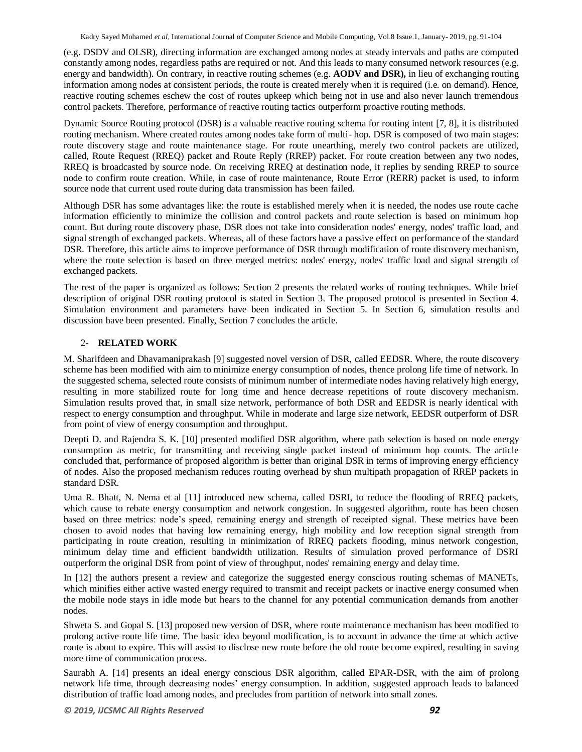(e.g. DSDV and OLSR), directing information are exchanged among nodes at steady intervals and paths are computed constantly among nodes, regardless paths are required or not. And this leads to many consumed network resources (e.g. energy and bandwidth). On contrary, in reactive routing schemes (e.g. **AODV and DSR),** in lieu of exchanging routing information among nodes at consistent periods, the route is created merely when it is required (i.e. on demand). Hence, reactive routing schemes eschew the cost of routes upkeep which being not in use and also never launch tremendous control packets. Therefore, performance of reactive routing tactics outperform proactive routing methods.

Dynamic Source Routing protocol (DSR) is a valuable reactive routing schema for routing intent [7, 8], it is distributed routing mechanism. Where created routes among nodes take form of multi- hop. DSR is composed of two main stages: route discovery stage and route maintenance stage. For route unearthing, merely two control packets are utilized, called, Route Request (RREQ) packet and Route Reply (RREP) packet. For route creation between any two nodes, RREQ is broadcasted by source node. On receiving RREQ at destination node, it replies by sending RREP to source node to confirm route creation. While, in case of route maintenance, Route Error (RERR) packet is used, to inform source node that current used route during data transmission has been failed.

Although DSR has some advantages like: the route is established merely when it is needed, the nodes use route cache information efficiently to minimize the collision and control packets and route selection is based on minimum hop count. But during route discovery phase, DSR does not take into consideration nodes' energy, nodes' traffic load, and signal strength of exchanged packets. Whereas, all of these factors have a passive effect on performance of the standard DSR. Therefore, this article aims to improve performance of DSR through modification of route discovery mechanism, where the route selection is based on three merged metrics: nodes' energy, nodes' traffic load and signal strength of exchanged packets.

The rest of the paper is organized as follows: Section 2 presents the related works of routing techniques. While brief description of original DSR routing protocol is stated in Section 3. The proposed protocol is presented in Section 4. Simulation environment and parameters have been indicated in Section 5. In Section 6, simulation results and discussion have been presented. Finally, Section 7 concludes the article.

## 2- RELATED WORK

M. Sharifdeen and Dhavamaniprakash [9] suggested novel version of DSR, called EEDSR. Where, the route discovery scheme has been modified with aim to minimize energy consumption of nodes, thence prolong life time of network. In the suggested schema, selected route consists of minimum number of intermediate nodes having relatively high energy, resulting in more stabilized route for long time and hence decrease repetitions of route discovery mechanism. Simulation results proved that, in small size network, performance of both DSR and EEDSR is nearly identical with respect to energy consumption and throughput. While in moderate and large size network, EEDSR outperform of DSR from point of view of energy consumption and throughput.

Deepti D. and Rajendra S. K. [10] presented modified DSR algorithm, where path selection is based on node energy consumption as metric, for transmitting and receiving single packet instead of minimum hop counts. The article concluded that, performance of proposed algorithm is better than original DSR in terms of improving energy efficiency of nodes. Also the proposed mechanism reduces routing overhead by shun multipath propagation of RREP packets in standard DSR.

Uma R. Bhatt, N. Nema et al [11] introduced new schema, called DSRI, to reduce the flooding of RREQ packets, which cause to rebate energy consumption and network congestion. In suggested algorithm, route has been chosen based on three metrics: node's speed, remaining energy and strength of receipted signal. These metrics have been chosen to avoid nodes that having low remaining energy, high mobility and low reception signal strength from participating in route creation, resulting in minimization of RREQ packets flooding, minus network congestion, minimum delay time and efficient bandwidth utilization. Results of simulation proved performance of DSRI outperform the original DSR from point of view of throughput, nodes' remaining energy and delay time.

In [12] the authors present a review and categorize the suggested energy conscious routing schemas of MANETs, which minifies either active wasted energy required to transmit and receipt packets or inactive energy consumed when the mobile node stays in idle mode but hears to the channel for any potential communication demands from another nodes.

Shweta S. and Gopal S. [13] proposed new version of DSR, where route maintenance mechanism has been modified to prolong active route life time. The basic idea beyond modification, is to account in advance the time at which active route is about to expire. This will assist to disclose new route before the old route become expired, resulting in saving more time of communication process.

Saurabh A. [14] presents an ideal energy conscious DSR algorithm, called EPAR-DSR, with the aim of prolong network life time, through decreasing nodes' energy consumption. In addition, suggested approach leads to balanced distribution of traffic load among nodes, and precludes from partition of network into small zones.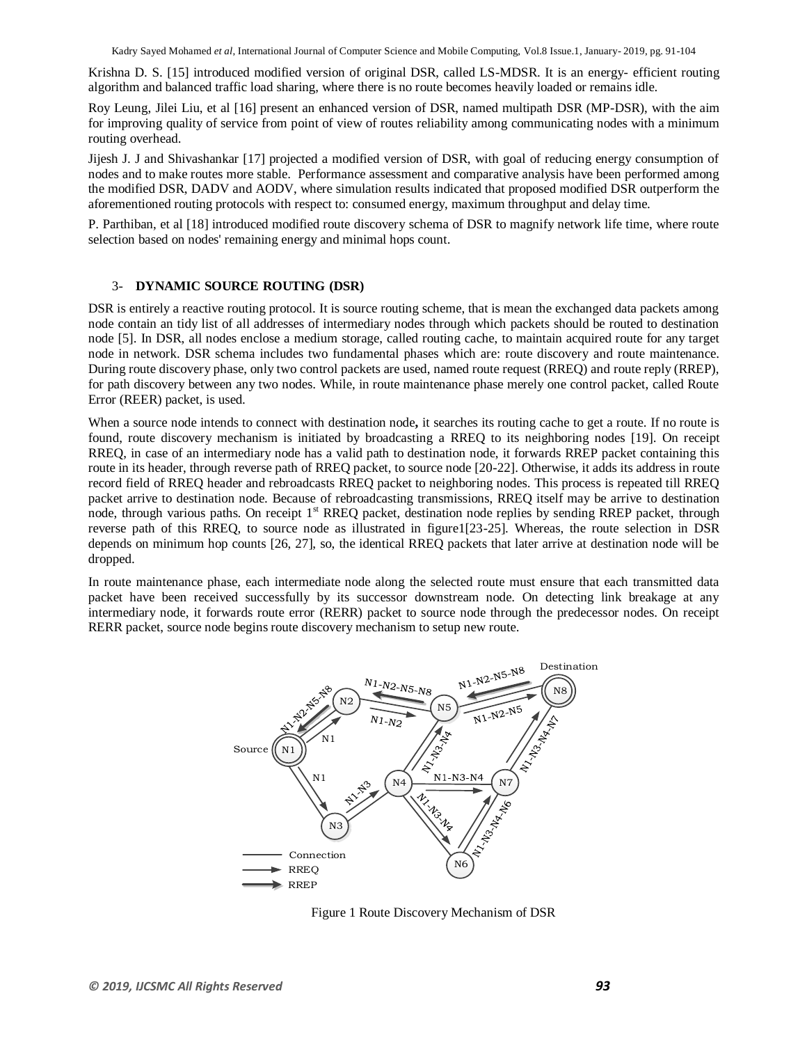Krishna D. S. [15] introduced modified version of original DSR, called LS-MDSR. It is an energy- efficient routing algorithm and balanced traffic load sharing, where there is no route becomes heavily loaded or remains idle.

Roy Leung, Jilei Liu, et al [16] present an enhanced version of DSR, named multipath DSR (MP-DSR), with the aim for improving quality of service from point of view of routes reliability among communicating nodes with a minimum routing overhead.

Jijesh J. J and Shivashankar [17] projected a modified version of DSR, with goal of reducing energy consumption of nodes and to make routes more stable. Performance assessment and comparative analysis have been performed among the modified DSR, DADV and AODV, where simulation results indicated that proposed modified DSR outperform the aforementioned routing protocols with respect to: consumed energy, maximum throughput and delay time.

P. Parthiban, et al [18] introduced modified route discovery schema of DSR to magnify network life time, where route selection based on nodes' remaining energy and minimal hops count.

## 3- DYNAMIC SOURCE ROUTING (DSR)

DSR is entirely a reactive routing protocol. It is source routing scheme, that is mean the exchanged data packets among node contain an tidy list of all addresses of intermediary nodes through which packets should be routed to destination node [5]. In DSR, all nodes enclose a medium storage, called routing cache, to maintain acquired route for any target node in network. DSR schema includes two fundamental phases which are: route discovery and route maintenance. During route discovery phase, only two control packets are used, named route request (RREQ) and route reply (RREP), for path discovery between any two nodes. While, in route maintenance phase merely one control packet, called Route Error (REER) packet, is used.

When a source node intends to connect with destination node**,** it searches its routing cache to get a route. If no route is found, route discovery mechanism is initiated by broadcasting a RREQ to its neighboring nodes [19]. On receipt RREQ, in case of an intermediary node has a valid path to destination node, it forwards RREP packet containing this route in its header, through reverse path of RREQ packet, to source node [20-22]. Otherwise, it adds its address in route record field of RREQ header and rebroadcasts RREQ packet to neighboring nodes. This process is repeated till RREQ packet arrive to destination node. Because of rebroadcasting transmissions, RREQ itself may be arrive to destination node, through various paths. On receipt 1st RREQ packet, destination node replies by sending RREP packet, through reverse path of this RREQ, to source node as illustrated in figure1[23-25]. Whereas, the route selection in DSR depends on minimum hop counts [26, 27], so, the identical RREQ packets that later arrive at destination node will be dropped.

In route maintenance phase, each intermediate node along the selected route must ensure that each transmitted data packet have been received successfully by its successor downstream node. On detecting link breakage at any intermediary node, it forwards route error (RERR) packet to source node through the predecessor nodes. On receipt RERR packet, source node begins route discovery mechanism to setup new route.

Figure 1 Route Discovery Mechanism of DSR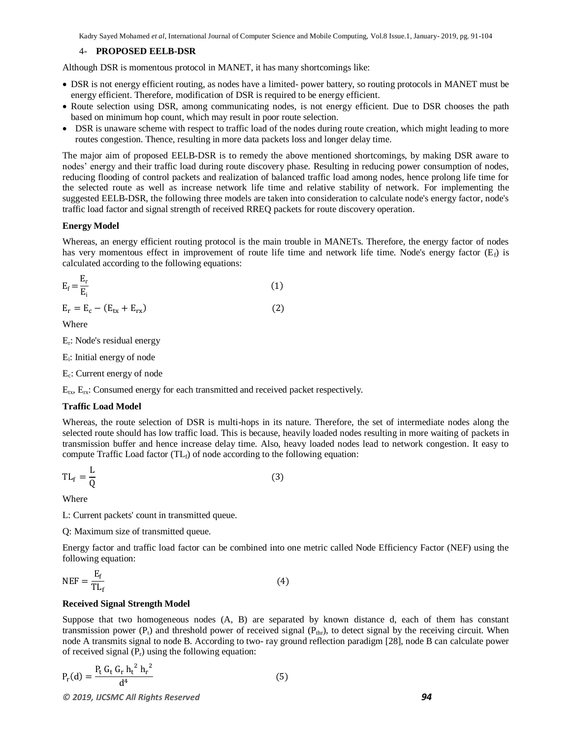## 4- PROPOSED EELB-DSR

Although DSR is momentous protocol in MANET, it has many shortcomings like:

- DSR is not energy efficient routing, as nodes have a limited- power battery, so routing protocols in MANET must be energy efficient. Therefore, modification of DSR is required to be energy efficient.
- Route selection using DSR, among communicating nodes, is not energy efficient. Due to DSR chooses the path based on minimum hop count, which may result in poor route selection.
- DSR is unaware scheme with respect to traffic load of the nodes during route creation, which might leading to more routes congestion. Thence, resulting in more data packets loss and longer delay time.

The major aim of proposed EELB-DSR is to remedy the above mentioned shortcomings, by making DSR aware to nodes' energy and their traffic load during route discovery phase. Resulting in reducing power consumption of nodes, reducing flooding of control packets and realization of balanced traffic load among nodes, hence prolong life time for the selected route as well as increase network life time and relative stability of network. For implementing the suggested EELB-DSR, the following three models are taken into consideration to calculate node's energy factor, node's traffic load factor and signal strength of received RREQ packets for route discovery operation.

**Energy Model**

Whereas, an energy efficient routing protocol is the main trouble in MANETs. Therefore, the energy factor of nodes has very momentous effect in improvement of route life time and network life time. Node's energy factor ($E_f$) is calculated according to the following equations:

$$E_f = \frac{E_r}{E_i} \quad (1)$$

$$E_r = E_c - (E_{tx} + E_{rx}) \quad (2)$$

Where

$E_r$: Node's residual energy

$E_i$: Initial energy of node

$E_c$: Current energy of node

$E_{tx}$, $E_{rx}$: Consumed energy for each transmitted and received packet respectively.

**Traffic Load Model**

Whereas, the route selection of DSR is multi-hops in its nature. Therefore, the set of intermediate nodes along the selected route should has low traffic load. This is because, heavily loaded nodes resulting in more waiting of packets in transmission buffer and hence increase delay time. Also, heavy loaded nodes lead to network congestion. It easy to compute Traffic Load factor ($TL_f$) of node according to the following equation:

$$TL_f = \frac{L}{Q} \quad (3)$$

Where

L: Current packets' count in transmitted queue.

Q: Maximum size of transmitted queue.

Energy factor and traffic load factor can be combined into one metric called Node Efficiency Factor (NEF) using the following equation:

$$NEF = \frac{E_f}{TL_f} \quad (4)$$

**Received Signal Strength Model**

Suppose that two homogeneous nodes (A, B) are separated by known distance d, each of them has constant transmission power ($P_t$) and threshold power of received signal ($P_{thr}$), to detect signal by the receiving circuit. When node A transmits signal to node B. According to two- ray ground reflection paradigm [28], node B can calculate power of received signal ($P_r$) using the following equation:

$$P_r(d) = \frac{P_t\, G_t\, G_r\, h_t^{2}\, h_r^{2}}{d^4} \quad (5)$$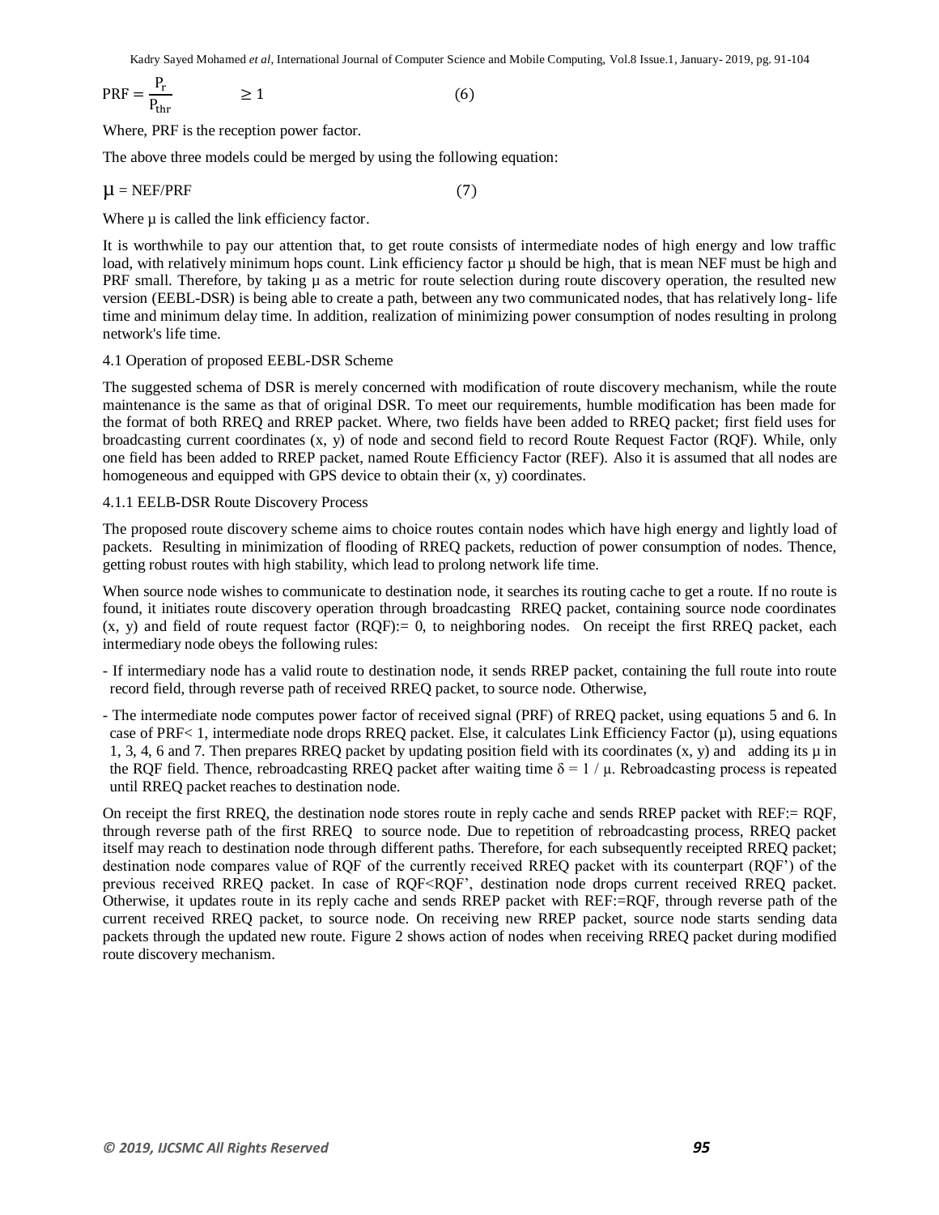$$\text{PRF} = \frac{P_r}{P_{thr}} \qquad \geq 1 \qquad (6)$$

Where, PRF is the reception power factor.

The above three models could be merged by using the following equation:

$$\mu = \text{NEF/PRF} \qquad (7)$$

Where μ is called the link efficiency factor.

It is worthwhile to pay our attention that, to get route consists of intermediate nodes of high energy and low traffic load, with relatively minimum hops count. Link efficiency factor μ should be high, that is mean NEF must be high and PRF small. Therefore, by taking μ as a metric for route selection during route discovery operation, the resulted new version (EEBL-DSR) is being able to create a path, between any two communicated nodes, that has relatively long- life time and minimum delay time. In addition, realization of minimizing power consumption of nodes resulting in prolong network's life time.

### 4.1 Operation of proposed EEBL-DSR Scheme

The suggested schema of DSR is merely concerned with modification of route discovery mechanism, while the route maintenance is the same as that of original DSR. To meet our requirements, humble modification has been made for the format of both RREQ and RREP packet. Where, two fields have been added to RREQ packet; first field uses for broadcasting current coordinates (x, y) of node and second field to record Route Request Factor (RQF). While, only one field has been added to RREP packet, named Route Efficiency Factor (REF). Also it is assumed that all nodes are homogeneous and equipped with GPS device to obtain their (x, y) coordinates.

#### 4.1.1 EELB-DSR Route Discovery Process

The proposed route discovery scheme aims to choice routes contain nodes which have high energy and lightly load of packets. Resulting in minimization of flooding of RREQ packets, reduction of power consumption of nodes. Thence, getting robust routes with high stability, which lead to prolong network life time.

When source node wishes to communicate to destination node, it searches its routing cache to get a route. If no route is found, it initiates route discovery operation through broadcasting RREQ packet, containing source node coordinates (x, y) and field of route request factor (RQF):= 0, to neighboring nodes. On receipt the first RREQ packet, each intermediary node obeys the following rules:

- If intermediary node has a valid route to destination node, it sends RREP packet, containing the full route into route record field, through reverse path of received RREQ packet, to source node. Otherwise,
- The intermediate node computes power factor of received signal (PRF) of RREQ packet, using equations 5 and 6. In case of PRF< 1, intermediate node drops RREQ packet. Else, it calculates Link Efficiency Factor (μ), using equations 1, 3, 4, 6 and 7. Then prepares RREQ packet by updating position field with its coordinates (x, y) and adding its μ in the RQF field. Thence, rebroadcasting RREQ packet after waiting time $\delta = 1 / \mu$. Rebroadcasting process is repeated until RREQ packet reaches to destination node.

On receipt the first RREQ, the destination node stores route in reply cache and sends RREP packet with REF:= RQF, through reverse path of the first RREQ to source node. Due to repetition of rebroadcasting process, RREQ packet itself may reach to destination node through different paths. Therefore, for each subsequently receipted RREQ packet; destination node compares value of RQF of the currently received RREQ packet with its counterpart (RQF') of the previous received RREQ packet. In case of RQF<RQF', destination node drops current received RREQ packet. Otherwise, it updates route in its reply cache and sends RREP packet with REF:=RQF, through reverse path of the current received RREQ packet, to source node. On receiving new RREP packet, source node starts sending data packets through the updated new route. Figure 2 shows action of nodes when receiving RREQ packet during modified route discovery mechanism.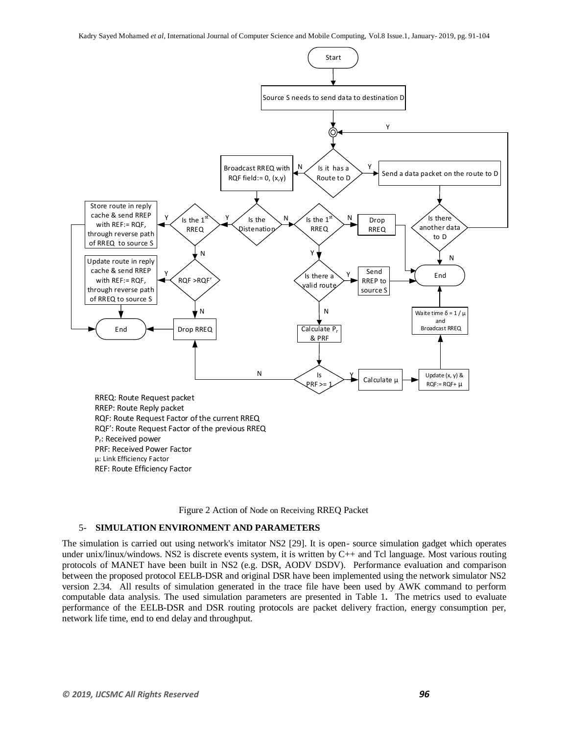RREQ: Route Request packet
RREP: Route Reply packet
RQF: Route Request Factor of the current RREQ
RQF': Route Request Factor of the previous RREQ
$P_r$: Received power
PRF: Received Power Factor
µ: Link Efficiency Factor
REF: Route Efficiency Factor

Figure 2 Action of Node on Receiving RREQ Packet

## 5- SIMULATION ENVIRONMENT AND PARAMETERS

The simulation is carried out using network's imitator NS2 [29]. It is open- source simulation gadget which operates under unix/linux/windows. NS2 is discrete events system, it is written by C++ and Tcl language. Most various routing protocols of MANET have been built in NS2 (e.g. DSR, AODV DSDV). Performance evaluation and comparison between the proposed protocol EELB-DSR and original DSR have been implemented using the network simulator NS2 version 2.34. All results of simulation generated in the trace file have been used by AWK command to perform computable data analysis. The used simulation parameters are presented in Table 1. The metrics used to evaluate performance of the EELB-DSR and DSR routing protocols are packet delivery fraction, energy consumption per, network life time, end to end delay and throughput.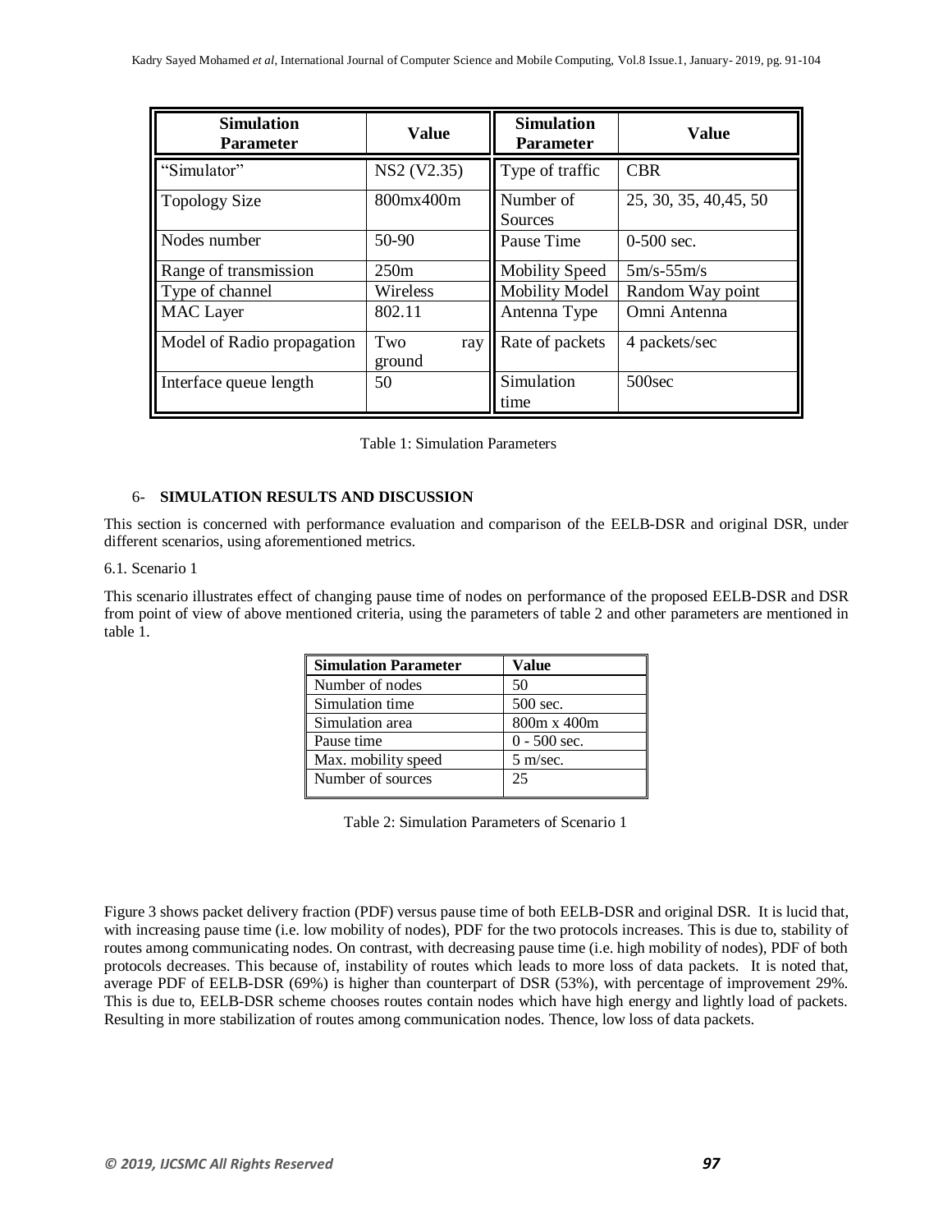| Simulation Parameter | Value | Simulation Parameter | Value |
|---|---|---|---|
| "Simulator" | NS2 (V2.35) | Type of traffic | CBR |
| Topology Size | 800mx400m | Number of Sources | 25, 30, 35, 40,45, 50 |
| Nodes number | 50-90 | Pause Time | 0-500 sec. |
| Range of transmission | 250m | Mobility Speed | 5m/s-55m/s |
| Type of channel | Wireless | Mobility Model | Random Way point |
| MAC Layer | 802.11 | Antenna Type | Omni Antenna |
| Model of Radio propagation | Two ray ground | Rate of packets | 4 packets/sec |
| Interface queue length | 50 | Simulation time | 500sec |

Table 1: Simulation Parameters

## 6- SIMULATION RESULTS AND DISCUSSION

This section is concerned with performance evaluation and comparison of the EELB-DSR and original DSR, under different scenarios, using aforementioned metrics.

### 6.1. Scenario 1

This scenario illustrates effect of changing pause time of nodes on performance of the proposed EELB-DSR and DSR from point of view of above mentioned criteria, using the parameters of table 2 and other parameters are mentioned in table 1.

| Simulation Parameter | Value |
|---|---|
| Number of nodes | 50 |
| Simulation time | 500 sec. |
| Simulation area | 800m x 400m |
| Pause time | 0 - 500 sec. |
| Max. mobility speed | 5 m/sec. |
| Number of sources | 25 |

Table 2: Simulation Parameters of Scenario 1

Figure 3 shows packet delivery fraction (PDF) versus pause time of both EELB-DSR and original DSR. It is lucid that, with increasing pause time (i.e. low mobility of nodes), PDF for the two protocols increases. This is due to, stability of routes among communicating nodes. On contrast, with decreasing pause time (i.e. high mobility of nodes), PDF of both protocols decreases. This because of, instability of routes which leads to more loss of data packets. It is noted that, average PDF of EELB-DSR (69%) is higher than counterpart of DSR (53%), with percentage of improvement 29%. This is due to, EELB-DSR scheme chooses routes contain nodes which have high energy and lightly load of packets. Resulting in more stabilization of routes among communication nodes. Thence, low loss of data packets.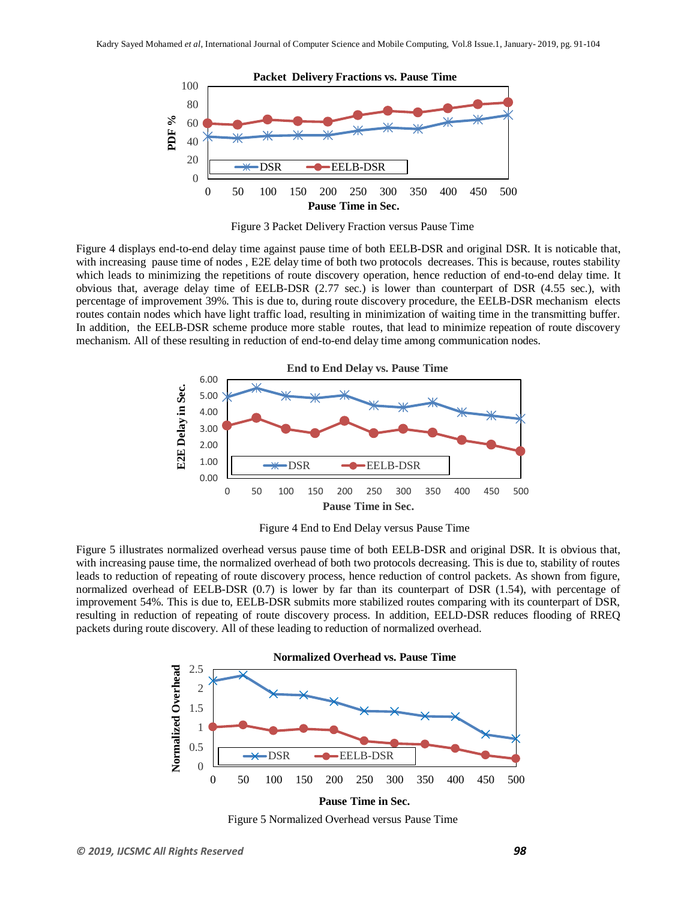Figure 3 Packet Delivery Fraction versus Pause Time

Figure 4 displays end-to-end delay time against pause time of both EELB-DSR and original DSR. It is noticable that, with increasing pause time of nodes , E2E delay time of both two protocols decreases. This is because, routes stability which leads to minimizing the repetitions of route discovery operation, hence reduction of end-to-end delay time. It obvious that, average delay time of EELB-DSR (2.77 sec.) is lower than counterpart of DSR (4.55 sec.), with percentage of improvement 39%. This is due to, during route discovery procedure, the EELB-DSR mechanism elects routes contain nodes which have light traffic load, resulting in minimization of waiting time in the transmitting buffer. In addition, the EELB-DSR scheme produce more stable routes, that lead to minimize repeation of route discovery mechanism. All of these resulting in reduction of end-to-end delay time among communication nodes.

Figure 4 End to End Delay versus Pause Time

Figure 5 illustrates normalized overhead versus pause time of both EELB-DSR and original DSR. It is obvious that, with increasing pause time, the normalized overhead of both two protocols decreasing. This is due to, stability of routes leads to reduction of repeating of route discovery process, hence reduction of control packets. As shown from figure, normalized overhead of EELB-DSR (0.7) is lower by far than its counterpart of DSR (1.54), with percentage of improvement 54%. This is due to, EELB-DSR submits more stabilized routes comparing with its counterpart of DSR, resulting in reduction of repeating of route discovery process. In addition, EELD-DSR reduces flooding of RREQ packets during route discovery. All of these leading to reduction of normalized overhead.

Figure 5 Normalized Overhead versus Pause Time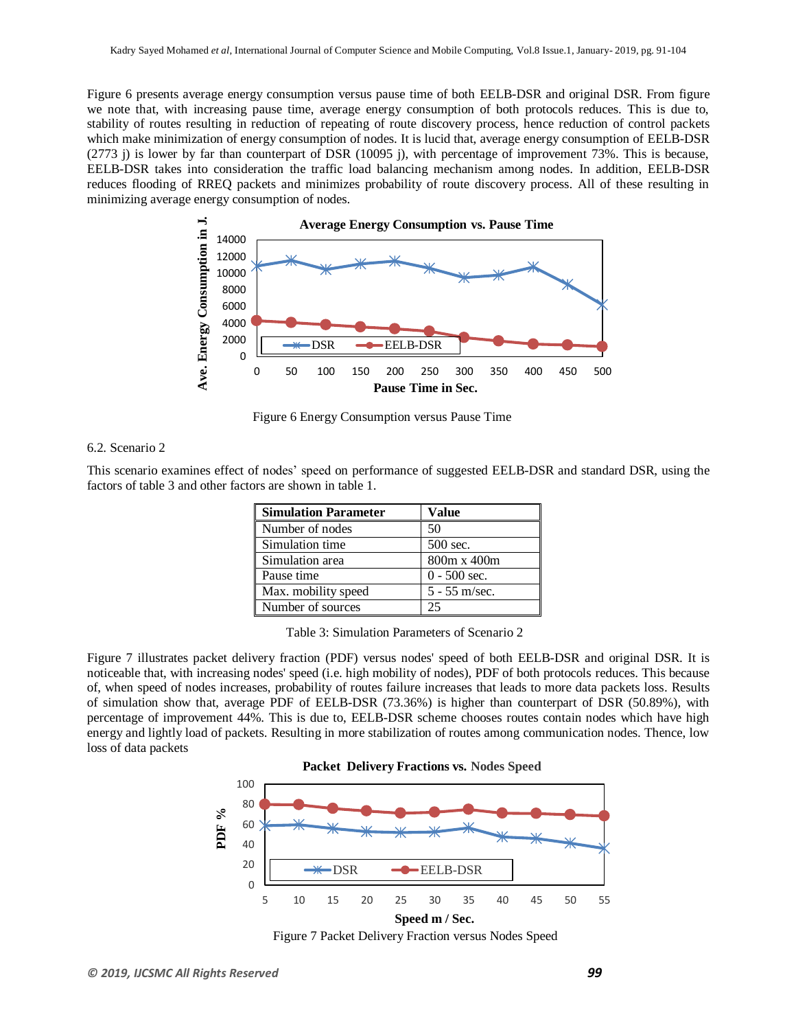Figure 6 presents average energy consumption versus pause time of both EELB-DSR and original DSR. From figure we note that, with increasing pause time, average energy consumption of both protocols reduces. This is due to, stability of routes resulting in reduction of repeating of route discovery process, hence reduction of control packets which make minimization of energy consumption of nodes. It is lucid that, average energy consumption of EELB-DSR (2773 j) is lower by far than counterpart of DSR (10095 j), with percentage of improvement 73%. This is because, EELB-DSR takes into consideration the traffic load balancing mechanism among nodes. In addition, EELB-DSR reduces flooding of RREQ packets and minimizes probability of route discovery process. All of these resulting in minimizing average energy consumption of nodes.

Figure 6 Energy Consumption versus Pause Time

### 6.2. Scenario 2

This scenario examines effect of nodes' speed on performance of suggested EELB-DSR and standard DSR, using the factors of table 3 and other factors are shown in table 1.

| Simulation Parameter | Value |
|---|---|
| Number of nodes | 50 |
| Simulation time | 500 sec. |
| Simulation area | 800m x 400m |
| Pause time | 0 - 500 sec. |
| Max. mobility speed | 5 - 55 m/sec. |
| Number of sources | 25 |

Table 3: Simulation Parameters of Scenario 2

Figure 7 illustrates packet delivery fraction (PDF) versus nodes' speed of both EELB-DSR and original DSR. It is noticeable that, with increasing nodes' speed (i.e. high mobility of nodes), PDF of both protocols reduces. This because of, when speed of nodes increases, probability of routes failure increases that leads to more data packets loss. Results of simulation show that, average PDF of EELB-DSR (73.36%) is higher than counterpart of DSR (50.89%), with percentage of improvement 44%. This is due to, EELB-DSR scheme chooses routes contain nodes which have high energy and lightly load of packets. Resulting in more stabilization of routes among communication nodes. Thence, low loss of data packets

Figure 7 Packet Delivery Fraction versus Nodes Speed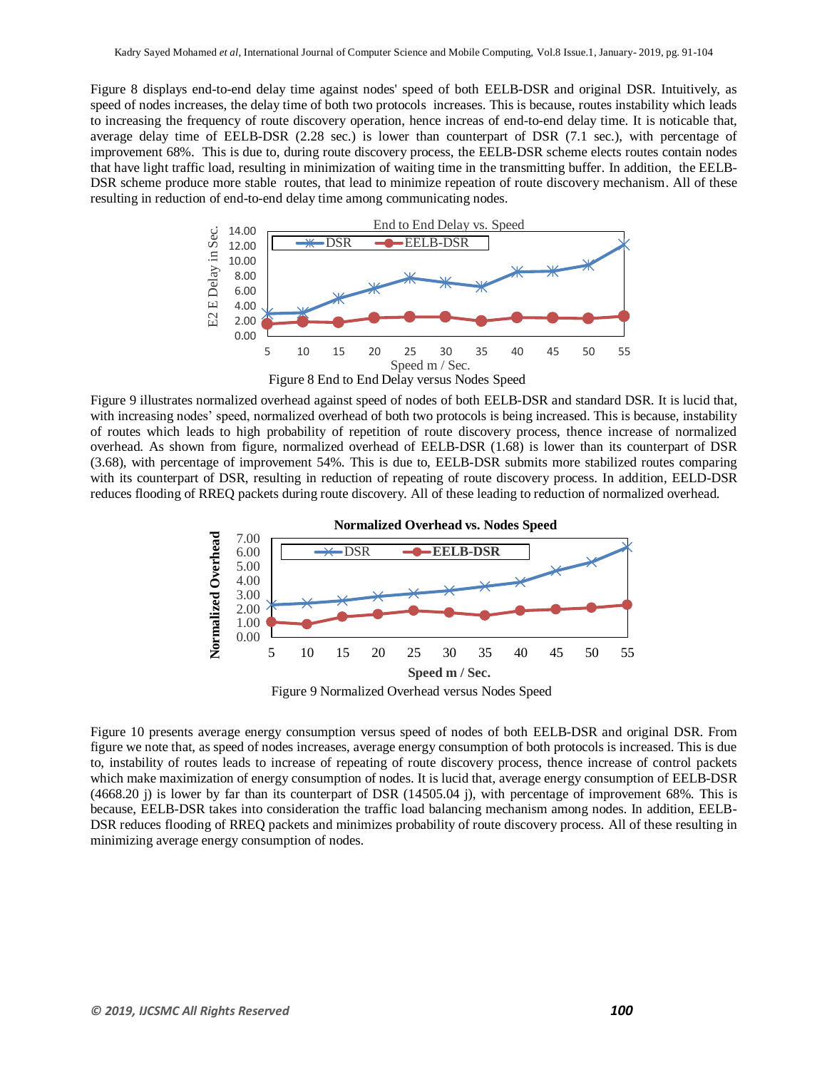Figure 8 displays end-to-end delay time against nodes' speed of both EELB-DSR and original DSR. Intuitively, as speed of nodes increases, the delay time of both two protocols increases. This is because, routes instability which leads to increasing the frequency of route discovery operation, hence increas of end-to-end delay time. It is noticable that, average delay time of EELB-DSR (2.28 sec.) is lower than counterpart of DSR (7.1 sec.), with percentage of improvement 68%. This is due to, during route discovery process, the EELB-DSR scheme elects routes contain nodes that have light traffic load, resulting in minimization of waiting time in the transmitting buffer. In addition, the EELB-DSR scheme produce more stable routes, that lead to minimize repeation of route discovery mechanism. All of these resulting in reduction of end-to-end delay time among communicating nodes.

Figure 8 End to End Delay versus Nodes Speed

Figure 9 illustrates normalized overhead against speed of nodes of both EELB-DSR and standard DSR. It is lucid that, with increasing nodes' speed, normalized overhead of both two protocols is being increased. This is because, instability of routes which leads to high probability of repetition of route discovery process, thence increase of normalized overhead. As shown from figure, normalized overhead of EELB-DSR (1.68) is lower than its counterpart of DSR (3.68), with percentage of improvement 54%. This is due to, EELB-DSR submits more stabilized routes comparing with its counterpart of DSR, resulting in reduction of repeating of route discovery process. In addition, EELD-DSR reduces flooding of RREQ packets during route discovery. All of these leading to reduction of normalized overhead.

Figure 9 Normalized Overhead versus Nodes Speed

Figure 10 presents average energy consumption versus speed of nodes of both EELB-DSR and original DSR. From figure we note that, as speed of nodes increases, average energy consumption of both protocols is increased. This is due to, instability of routes leads to increase of repeating of route discovery process, thence increase of control packets which make maximization of energy consumption of nodes. It is lucid that, average energy consumption of EELB-DSR (4668.20 j) is lower by far than its counterpart of DSR (14505.04 j), with percentage of improvement 68%. This is because, EELB-DSR takes into consideration the traffic load balancing mechanism among nodes. In addition, EELB-DSR reduces flooding of RREQ packets and minimizes probability of route discovery process. All of these resulting in minimizing average energy consumption of nodes.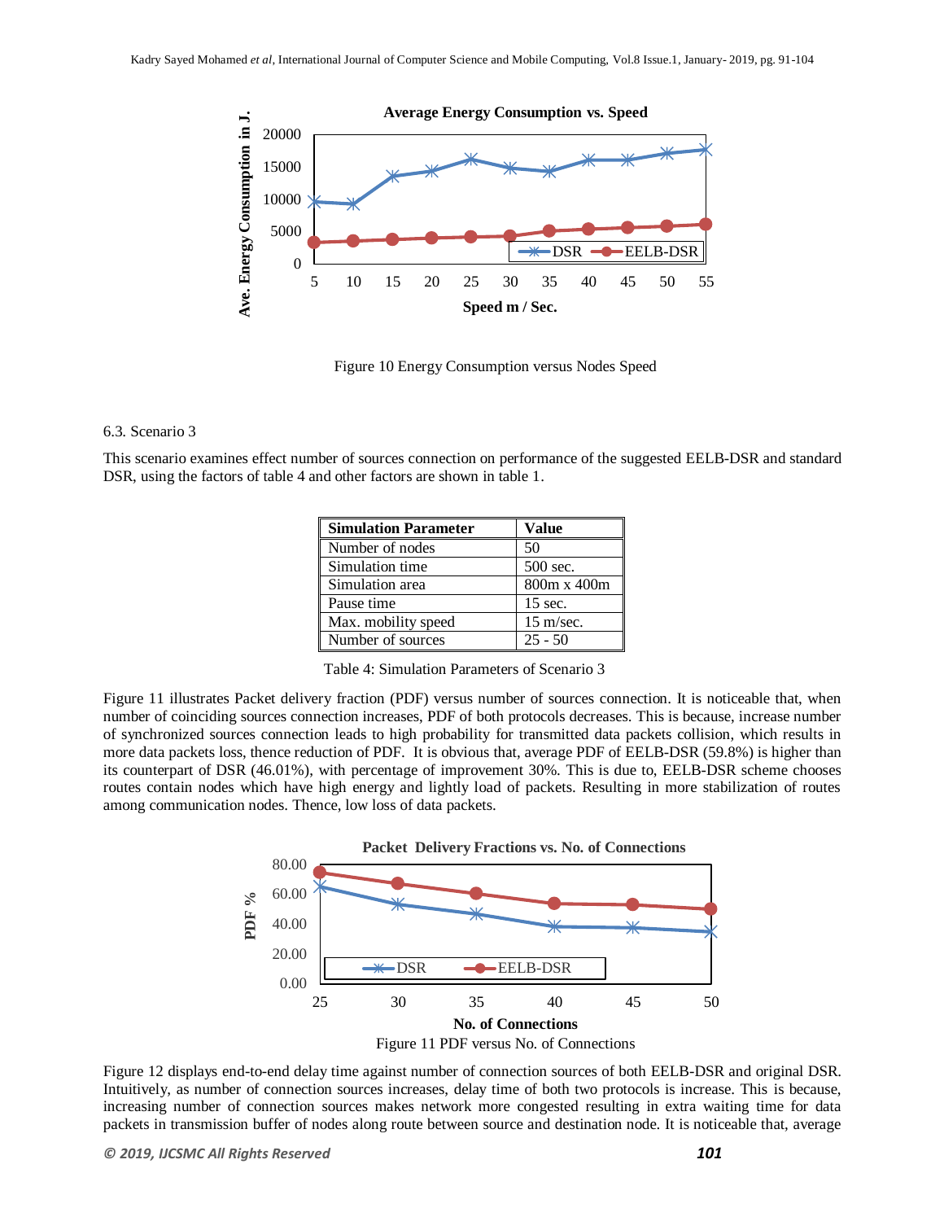Figure 10 Energy Consumption versus Nodes Speed

6.3. Scenario 3

This scenario examines effect number of sources connection on performance of the suggested EELB-DSR and standard DSR, using the factors of table 4 and other factors are shown in table 1.

| Simulation Parameter | Value |
|---|---|
| Number of nodes | 50 |
| Simulation time | 500 sec. |
| Simulation area | 800m x 400m |
| Pause time | 15 sec. |
| Max. mobility speed | 15 m/sec. |
| Number of sources | 25 - 50 |

Table 4: Simulation Parameters of Scenario 3

Figure 11 illustrates Packet delivery fraction (PDF) versus number of sources connection. It is noticeable that, when number of coinciding sources connection increases, PDF of both protocols decreases. This is because, increase number of synchronized sources connection leads to high probability for transmitted data packets collision, which results in more data packets loss, thence reduction of PDF. It is obvious that, average PDF of EELB-DSR (59.8%) is higher than its counterpart of DSR (46.01%), with percentage of improvement 30%. This is due to, EELB-DSR scheme chooses routes contain nodes which have high energy and lightly load of packets. Resulting in more stabilization of routes among communication nodes. Thence, low loss of data packets.

Figure 11 PDF versus No. of Connections

Figure 12 displays end-to-end delay time against number of connection sources of both EELB-DSR and original DSR. Intuitively, as number of connection sources increases, delay time of both two protocols is increase. This is because, increasing number of connection sources makes network more congested resulting in extra waiting time for data packets in transmission buffer of nodes along route between source and destination node. It is noticeable that, average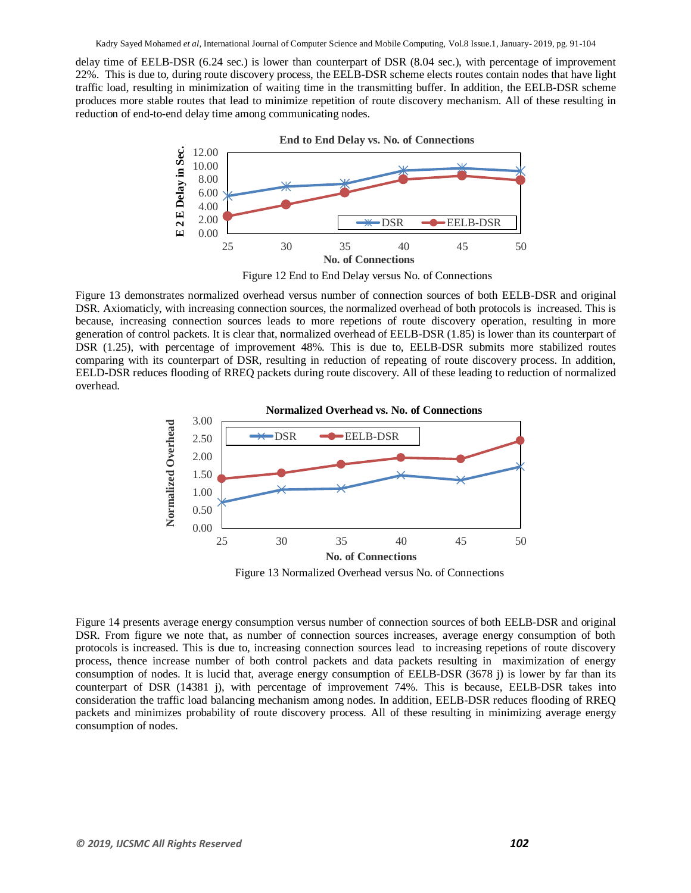delay time of EELB-DSR (6.24 sec.) is lower than counterpart of DSR (8.04 sec.), with percentage of improvement 22%. This is due to, during route discovery process, the EELB-DSR scheme elects routes contain nodes that have light traffic load, resulting in minimization of waiting time in the transmitting buffer. In addition, the EELB-DSR scheme produces more stable routes that lead to minimize repetition of route discovery mechanism. All of these resulting in reduction of end-to-end delay time among communicating nodes.

Figure 12 End to End Delay versus No. of Connections

Figure 13 demonstrates normalized overhead versus number of connection sources of both EELB-DSR and original DSR. Axiomaticly, with increasing connection sources, the normalized overhead of both protocols is increased. This is because, increasing connection sources leads to more repetions of route discovery operation, resulting in more generation of control packets. It is clear that, normalized overhead of EELB-DSR (1.85) is lower than its counterpart of DSR (1.25), with percentage of improvement 48%. This is due to, EELB-DSR submits more stabilized routes comparing with its counterpart of DSR, resulting in reduction of repeating of route discovery process. In addition, EELD-DSR reduces flooding of RREQ packets during route discovery. All of these leading to reduction of normalized overhead.

Figure 13 Normalized Overhead versus No. of Connections

Figure 14 presents average energy consumption versus number of connection sources of both EELB-DSR and original DSR. From figure we note that, as number of connection sources increases, average energy consumption of both protocols is increased. This is due to, increasing connection sources lead to increasing repetions of route discovery process, thence increase number of both control packets and data packets resulting in maximization of energy consumption of nodes. It is lucid that, average energy consumption of EELB-DSR (3678 j) is lower by far than its counterpart of DSR (14381 j), with percentage of improvement 74%. This is because, EELB-DSR takes into consideration the traffic load balancing mechanism among nodes. In addition, EELB-DSR reduces flooding of RREQ packets and minimizes probability of route discovery process. All of these resulting in minimizing average energy consumption of nodes.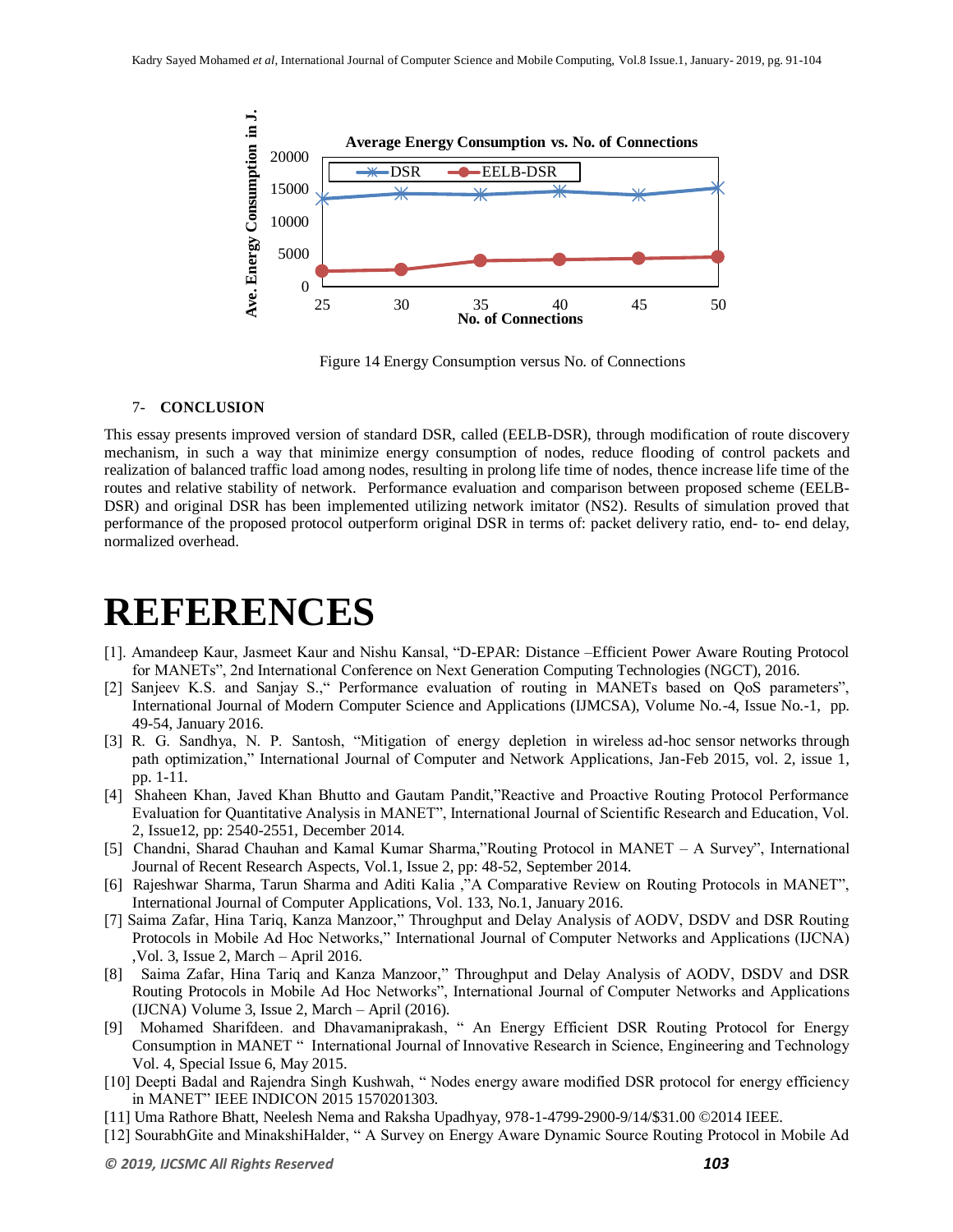Figure 14 Energy Consumption versus No. of Connections

## 7- CONCLUSION

This essay presents improved version of standard DSR, called (EELB-DSR), through modification of route discovery mechanism, in such a way that minimize energy consumption of nodes, reduce flooding of control packets and realization of balanced traffic load among nodes, resulting in prolong life time of nodes, thence increase life time of the routes and relative stability of network. Performance evaluation and comparison between proposed scheme (EELB-DSR) and original DSR has been implemented utilizing network imitator (NS2). Results of simulation proved that performance of the proposed protocol outperform original DSR in terms of: packet delivery ratio, end- to- end delay, normalized overhead.

# REFERENCES

[1]. Amandeep Kaur, Jasmeet Kaur and Nishu Kansal, "D-EPAR: Distance –Efficient Power Aware Routing Protocol for MANETs", 2nd International Conference on Next Generation Computing Technologies (NGCT), 2016.

[2] Sanjeev K.S. and Sanjay S.," Performance evaluation of routing in MANETs based on QoS parameters", International Journal of Modern Computer Science and Applications (IJMCSA), Volume No.-4, Issue No.-1, pp. 49-54, January 2016.

[3] R. G. Sandhya, N. P. Santosh, "Mitigation of energy depletion in wireless ad-hoc sensor networks through path optimization," International Journal of Computer and Network Applications, Jan-Feb 2015, vol. 2, issue 1, pp. 1-11.

[4] Shaheen Khan, Javed Khan Bhutto and Gautam Pandit,"Reactive and Proactive Routing Protocol Performance Evaluation for Quantitative Analysis in MANET", International Journal of Scientific Research and Education, Vol. 2, Issue12, pp: 2540-2551, December 2014.

[5] Chandni, Sharad Chauhan and Kamal Kumar Sharma,"Routing Protocol in MANET – A Survey", International Journal of Recent Research Aspects, Vol.1, Issue 2, pp: 48-52, September 2014.

[6] Rajeshwar Sharma, Tarun Sharma and Aditi Kalia ,"A Comparative Review on Routing Protocols in MANET", International Journal of Computer Applications, Vol. 133, No.1, January 2016.

[7] Saima Zafar, Hina Tariq, Kanza Manzoor," Throughput and Delay Analysis of AODV, DSDV and DSR Routing Protocols in Mobile Ad Hoc Networks," International Journal of Computer Networks and Applications (IJCNA) ,Vol. 3, Issue 2, March – April 2016.

[8] Saima Zafar, Hina Tariq and Kanza Manzoor," Throughput and Delay Analysis of AODV, DSDV and DSR Routing Protocols in Mobile Ad Hoc Networks", International Journal of Computer Networks and Applications (IJCNA) Volume 3, Issue 2, March – April (2016).

[9] Mohamed Sharifdeen. and Dhavamaniprakash, " An Energy Efficient DSR Routing Protocol for Energy Consumption in MANET " International Journal of Innovative Research in Science, Engineering and Technology Vol. 4, Special Issue 6, May 2015.

[10] Deepti Badal and Rajendra Singh Kushwah, " Nodes energy aware modified DSR protocol for energy efficiency in MANET" IEEE INDICON 2015 1570201303.

[11] Uma Rathore Bhatt, Neelesh Nema and Raksha Upadhyay, 978-1-4799-2900-9/14/$31.00 ©2014 IEEE.

[12] SourabhGite and MinakshiHalder, " A Survey on Energy Aware Dynamic Source Routing Protocol in Mobile Ad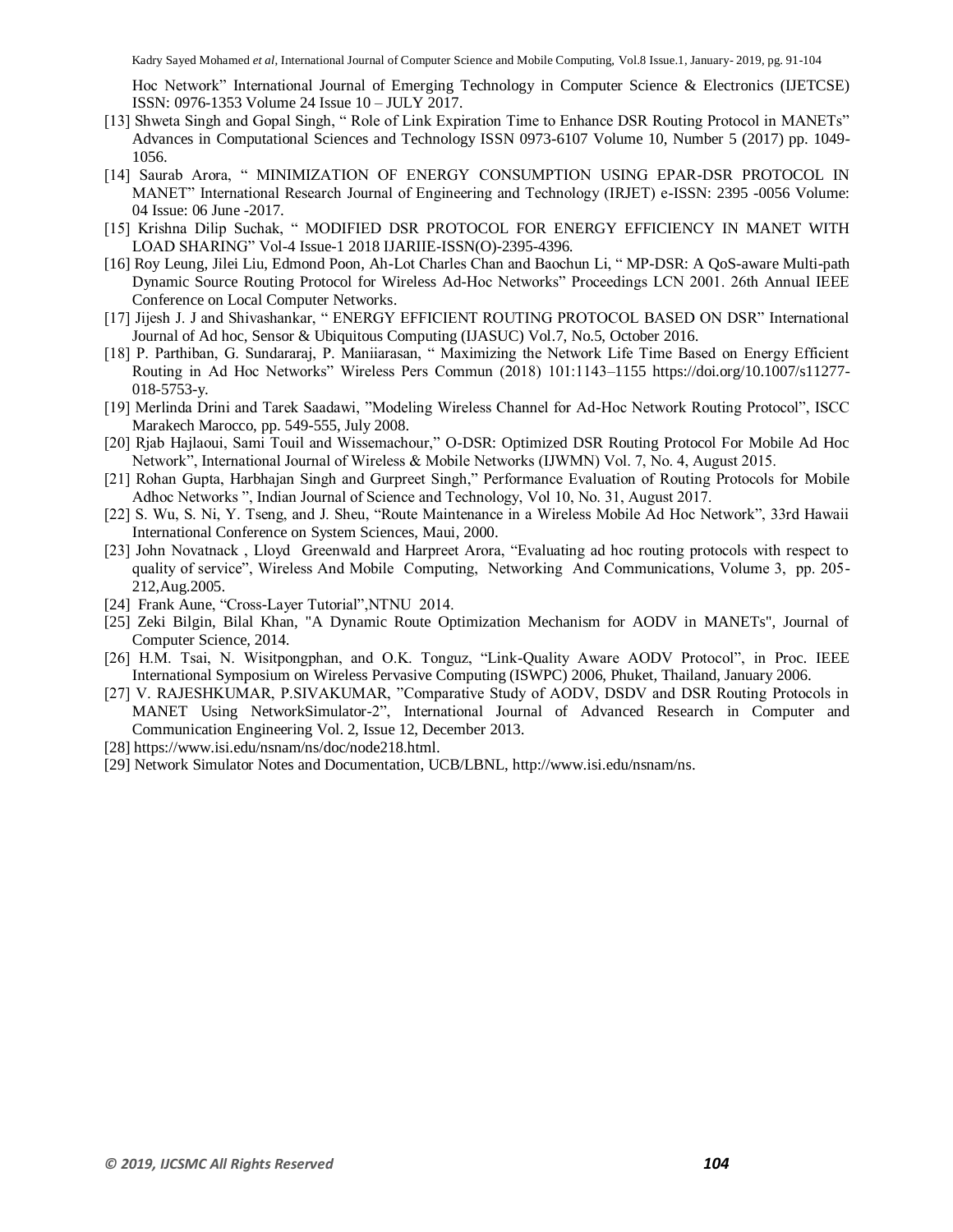Hoc Network" International Journal of Emerging Technology in Computer Science & Electronics (IJETCSE) ISSN: 0976-1353 Volume 24 Issue 10 – JULY 2017.

[13] Shweta Singh and Gopal Singh, " Role of Link Expiration Time to Enhance DSR Routing Protocol in MANETs" Advances in Computational Sciences and Technology ISSN 0973-6107 Volume 10, Number 5 (2017) pp. 1049-1056.

[14] Saurab Arora, " MINIMIZATION OF ENERGY CONSUMPTION USING EPAR-DSR PROTOCOL IN MANET" International Research Journal of Engineering and Technology (IRJET) e-ISSN: 2395 -0056 Volume: 04 Issue: 06 June -2017.

[15] Krishna Dilip Suchak, " MODIFIED DSR PROTOCOL FOR ENERGY EFFICIENCY IN MANET WITH LOAD SHARING" Vol-4 Issue-1 2018 IJARIIE-ISSN(O)-2395-4396.

[16] Roy Leung, Jilei Liu, Edmond Poon, Ah-Lot Charles Chan and Baochun Li, " MP-DSR: A QoS-aware Multi-path Dynamic Source Routing Protocol for Wireless Ad-Hoc Networks" Proceedings LCN 2001. 26th Annual IEEE Conference on Local Computer Networks.

[17] Jijesh J. J and Shivashankar, " ENERGY EFFICIENT ROUTING PROTOCOL BASED ON DSR" International Journal of Ad hoc, Sensor & Ubiquitous Computing (IJASUC) Vol.7, No.5, October 2016.

[18] P. Parthiban, G. Sundararaj, P. Maniiarasan, " Maximizing the Network Life Time Based on Energy Efficient Routing in Ad Hoc Networks" Wireless Pers Commun (2018) 101:1143–1155 https://doi.org/10.1007/s11277-018-5753-y.

[19] Merlinda Drini and Tarek Saadawi, "Modeling Wireless Channel for Ad-Hoc Network Routing Protocol", ISCC Marakech Marocco, pp. 549-555, July 2008.

[20] Rjab Hajlaoui, Sami Touil and Wissemachour," O-DSR: Optimized DSR Routing Protocol For Mobile Ad Hoc Network", International Journal of Wireless & Mobile Networks (IJWMN) Vol. 7, No. 4, August 2015.

[21] Rohan Gupta, Harbhajan Singh and Gurpreet Singh," Performance Evaluation of Routing Protocols for Mobile Adhoc Networks ", Indian Journal of Science and Technology, Vol 10, No. 31, August 2017.

[22] S. Wu, S. Ni, Y. Tseng, and J. Sheu, "Route Maintenance in a Wireless Mobile Ad Hoc Network", 33rd Hawaii International Conference on System Sciences, Maui, 2000.

[23] John Novatnack , Lloyd Greenwald and Harpreet Arora, "Evaluating ad hoc routing protocols with respect to quality of service", Wireless And Mobile Computing, Networking And Communications, Volume 3, pp. 205-212,Aug.2005.

[24] Frank Aune, "Cross-Layer Tutorial",NTNU 2014.

[25] Zeki Bilgin, Bilal Khan, "A Dynamic Route Optimization Mechanism for AODV in MANETs", Journal of Computer Science, 2014.

[26] H.M. Tsai, N. Wisitpongphan, and O.K. Tonguz, "Link-Quality Aware AODV Protocol", in Proc. IEEE International Symposium on Wireless Pervasive Computing (ISWPC) 2006, Phuket, Thailand, January 2006.

[27] V. RAJESHKUMAR, P.SIVAKUMAR, "Comparative Study of AODV, DSDV and DSR Routing Protocols in MANET Using NetworkSimulator-2", International Journal of Advanced Research in Computer and Communication Engineering Vol. 2, Issue 12, December 2013.

[28] https://www.isi.edu/nsnam/ns/doc/node218.html.

[29] Network Simulator Notes and Documentation, UCB/LBNL, http://www.isi.edu/nsnam/ns.